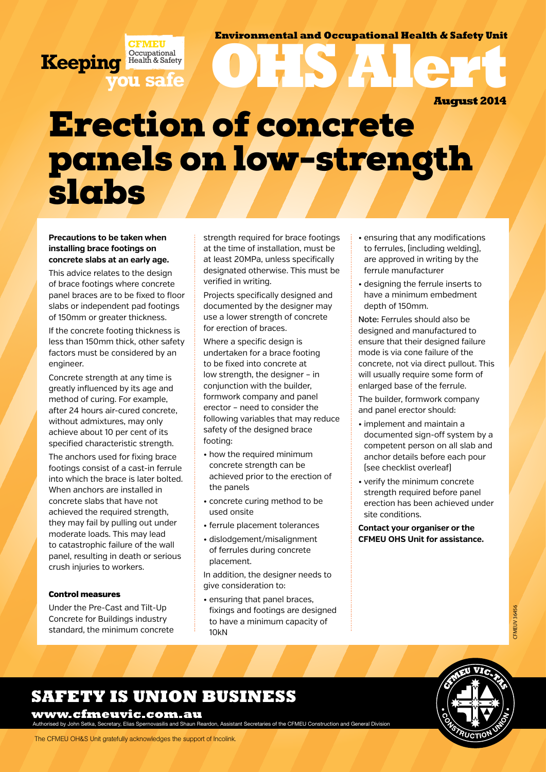Keeping you safe — CFMEU Occupational Health & Safety

Environmental and Occupational Health & Safety Unit

# OHS Alert

August 2014

# Erection of concrete panels on low-strength slabs

**Precautions to be taken when installing brace footings on concrete slabs at an early age.**

This advice relates to the design of brace footings where concrete panel braces are to be fixed to floor slabs or independent pad footings of 150mm or greater thickness.

If the concrete footing thickness is less than 150mm thick, other safety factors must be considered by an engineer.

Concrete strength at any time is greatly influenced by its age and method of curing. For example, after 24 hours air-cured concrete, without admixtures, may only achieve about 10 per cent of its specified characteristic strength.

The anchors used for fixing brace footings consist of a cast-in ferrule into which the brace is later bolted. When anchors are installed in concrete slabs that have not achieved the required strength, they may fail by pulling out under moderate loads. This may lead to catastrophic failure of the wall panel, resulting in death or serious crush injuries to workers.

### Control measures

Under the Pre-Cast and Tilt-Up Concrete for Buildings industry standard, the minimum concrete strength required for brace footings at the time of installation, must be at least 20MPa, unless specifically designated otherwise. This must be verified in writing.

Projects specifically designed and documented by the designer may use a lower strength of concrete for erection of braces.

Where a specific design is undertaken for a brace footing to be fixed into concrete at low strength, the designer – in conjunction with the builder, formwork company and panel erector – need to consider the following variables that may reduce safety of the designed brace footing:

- how the required minimum concrete strength can be achieved prior to the erection of the panels
- concrete curing method to be used onsite
- ferrule placement tolerances
- dislodgement/misalignment of ferrules during concrete placement.

In addition, the designer needs to give consideration to:

- ensuring that panel braces, fixings and footings are designed to have a minimum capacity of 10kN
- ensuring that any modifications to ferrules, (including welding), are approved in writing by the ferrule manufacturer
- designing the ferrule inserts to have a minimum embedment depth of 150mm.

Note: Ferrules should also be designed and manufactured to ensure that their designed failure mode is via cone failure of the concrete, not via direct pullout. This will usually require some form of enlarged base of the ferrule.

The builder, formwork company and panel erector should:

- implement and maintain a documented sign-off system by a competent person on all slab and anchor details before each pour (see checklist overleaf)
- verify the minimum concrete strength required before panel erection has been achieved under site conditions.

**Contact your organiser or the CFMEU OHS Unit for assistance.**

CFMEUV 36456

## SAFETY IS UNION BUSINESS

**www.cfmeuvic.com.au**

Authorised by John Setka, Secretary, Elias Spernovasilis and Shaun Reardon, Assistant Secretaries of the CFMEU Construction and General Division

The CFMEU OH&S Unit gratefully acknowledges the support of Incolink.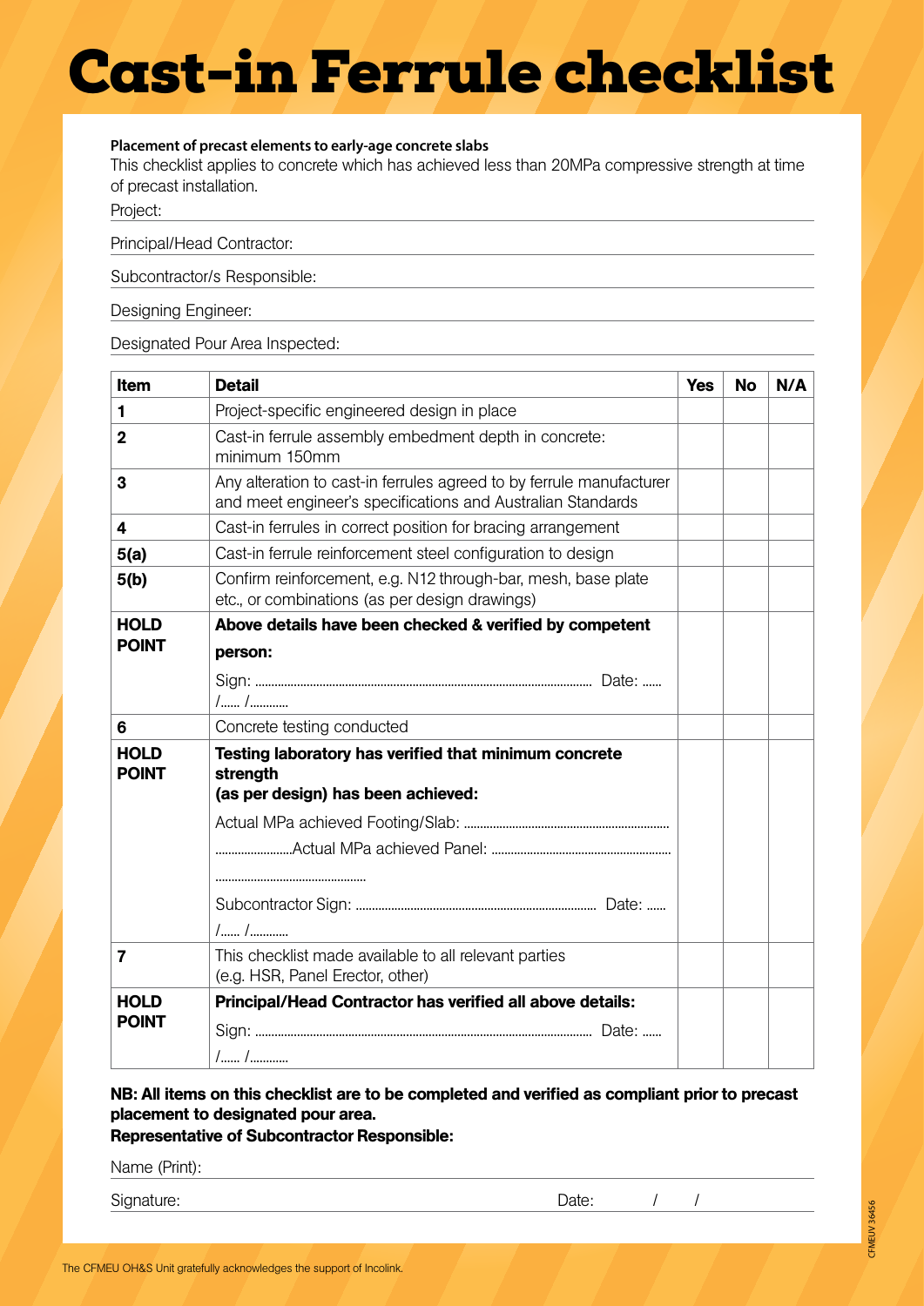# Cast-in Ferrule checklist

**Placement of precast elements to early-age concrete slabs**

This checklist applies to concrete which has achieved less than 20MPa compressive strength at time of precast installation.

Project:

Principal/Head Contractor:

Subcontractor/s Responsible:

Designing Engineer:

Designated Pour Area Inspected:

| Item | Detail | Yes | No | N/A |
|---|---|---|---|---|
| **1** | Project-specific engineered design in place | | | |
| **2** | Cast-in ferrule assembly embedment depth in concrete: minimum 150mm | | | |
| **3** | Any alteration to cast-in ferrules agreed to by ferrule manufacturer and meet engineer's specifications and Australian Standards | | | |
| **4** | Cast-in ferrules in correct position for bracing arrangement | | | |
| **5(a)** | Cast-in ferrule reinforcement steel configuration to design | | | |
| **5(b)** | Confirm reinforcement, e.g. N12 through-bar, mesh, base plate etc., or combinations (as per design drawings) | | | |
| **HOLD POINT** | **Above details have been checked & verified by competent person:** Sign: ........................................ Date: ...... /...... /........... | | | |
| **6** | Concrete testing conducted | | | |
| **HOLD POINT** | **Testing laboratory has verified that minimum concrete strength (as per design) has been achieved:** Actual MPa achieved Footing/Slab: ........................ ........................Actual MPa achieved Panel: ........................ ........................ Subcontractor Sign: ........................ Date: ...... /...... /........... | | | |
| **7** | This checklist made available to all relevant parties (e.g. HSR, Panel Erector, other) | | | |
| **HOLD POINT** | **Principal/Head Contractor has verified all above details:** Sign: ........................................ Date: ...... /...... /........... | | | |

**NB: All items on this checklist are to be completed and verified as compliant prior to precast placement to designated pour area.**

**Representative of Subcontractor Responsible:**

Name (Print):

Signature: Date: / /

The CFMEU OH&S Unit gratefully acknowledges the support of Incolink.

CFMEUV 36456